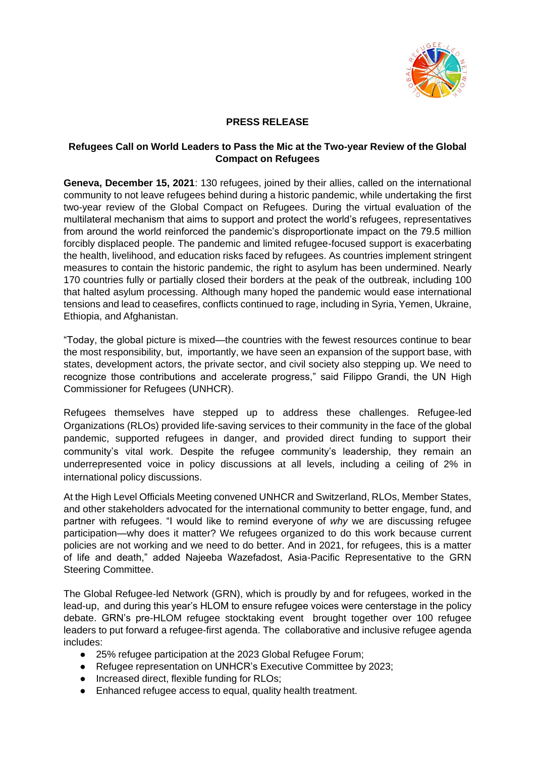**PRESS RELEASE**

**Refugees Call on World Leaders to Pass the Mic at the Two-year Review of the Global Compact on Refugees**

**Geneva, December 15, 2021**: 130 refugees, joined by their allies, called on the international community to not leave refugees behind during a historic pandemic, while undertaking the first two-year review of the Global Compact on Refugees. During the virtual evaluation of the multilateral mechanism that aims to support and protect the world's refugees, representatives from around the world reinforced the pandemic's disproportionate impact on the 79.5 million forcibly displaced people. The pandemic and limited refugee-focused support is exacerbating the health, livelihood, and education risks faced by refugees. As countries implement stringent measures to contain the historic pandemic, the right to asylum has been undermined. Nearly 170 countries fully or partially closed their borders at the peak of the outbreak, including 100 that halted asylum processing. Although many hoped the pandemic would ease international tensions and lead to ceasefires, conflicts continued to rage, including in Syria, Yemen, Ukraine, Ethiopia, and Afghanistan.

"Today, the global picture is mixed—the countries with the fewest resources continue to bear the most responsibility, but, importantly, we have seen an expansion of the support base, with states, development actors, the private sector, and civil society also stepping up. We need to recognize those contributions and accelerate progress," said Filippo Grandi, the UN High Commissioner for Refugees (UNHCR).

Refugees themselves have stepped up to address these challenges. Refugee-led Organizations (RLOs) provided life-saving services to their community in the face of the global pandemic, supported refugees in danger, and provided direct funding to support their community's vital work. Despite the refugee community's leadership, they remain an underrepresented voice in policy discussions at all levels, including a ceiling of 2% in international policy discussions.

At the High Level Officials Meeting convened UNHCR and Switzerland, RLOs, Member States, and other stakeholders advocated for the international community to better engage, fund, and partner with refugees. "I would like to remind everyone of *why* we are discussing refugee participation—why does it matter? We refugees organized to do this work because current policies are not working and we need to do better. And in 2021, for refugees, this is a matter of life and death," added Najeeba Wazefadost, Asia-Pacific Representative to the GRN Steering Committee.

The Global Refugee-led Network (GRN), which is proudly by and for refugees, worked in the lead-up, and during this year's HLOM to ensure refugee voices were centerstage in the policy debate. GRN's pre-HLOM refugee stocktaking event brought together over 100 refugee leaders to put forward a refugee-first agenda. The collaborative and inclusive refugee agenda includes:

- 25% refugee participation at the 2023 Global Refugee Forum;
- Refugee representation on UNHCR's Executive Committee by 2023;
- Increased direct, flexible funding for RLOs;
- Enhanced refugee access to equal, quality health treatment.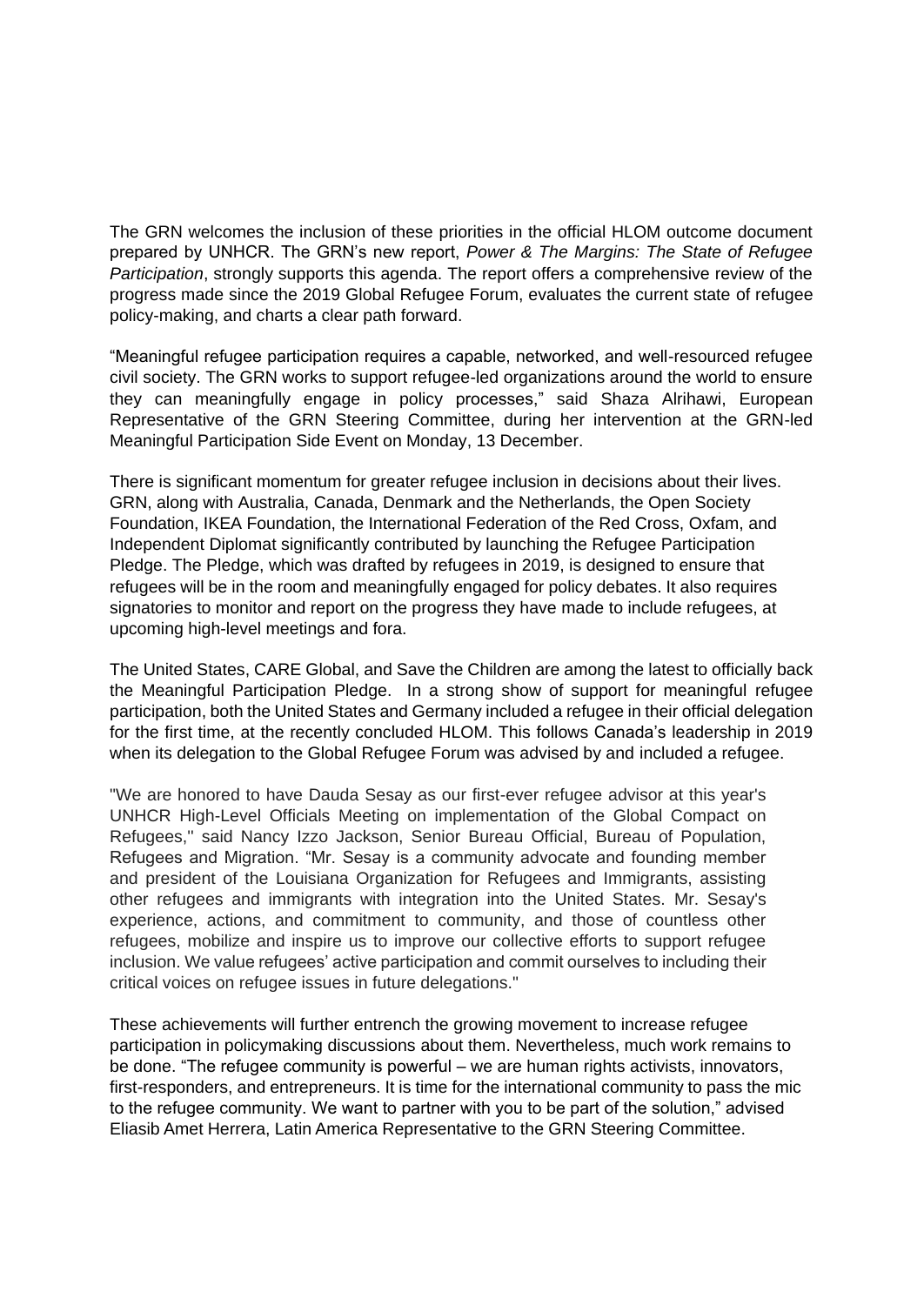The GRN welcomes the inclusion of these priorities in the official HLOM outcome document prepared by UNHCR. The GRN's new report, *Power & The Margins: The State of Refugee Participation*, strongly supports this agenda. The report offers a comprehensive review of the progress made since the 2019 Global Refugee Forum, evaluates the current state of refugee policy-making, and charts a clear path forward.

"Meaningful refugee participation requires a capable, networked, and well-resourced refugee civil society. The GRN works to support refugee-led organizations around the world to ensure they can meaningfully engage in policy processes," said Shaza Alrihawi, European Representative of the GRN Steering Committee, during her intervention at the GRN-led Meaningful Participation Side Event on Monday, 13 December.

There is significant momentum for greater refugee inclusion in decisions about their lives. GRN, along with Australia, Canada, Denmark and the Netherlands, the Open Society Foundation, IKEA Foundation, the International Federation of the Red Cross, Oxfam, and Independent Diplomat significantly contributed by launching the Refugee Participation Pledge. The Pledge, which was drafted by refugees in 2019, is designed to ensure that refugees will be in the room and meaningfully engaged for policy debates. It also requires signatories to monitor and report on the progress they have made to include refugees, at upcoming high-level meetings and fora.

The United States, CARE Global, and Save the Children are among the latest to officially back the Meaningful Participation Pledge. In a strong show of support for meaningful refugee participation, both the United States and Germany included a refugee in their official delegation for the first time, at the recently concluded HLOM. This follows Canada's leadership in 2019 when its delegation to the Global Refugee Forum was advised by and included a refugee.

"We are honored to have Dauda Sesay as our first-ever refugee advisor at this year's UNHCR High-Level Officials Meeting on implementation of the Global Compact on Refugees,'' said Nancy Izzo Jackson, Senior Bureau Official, Bureau of Population, Refugees and Migration. "Mr. Sesay is a community advocate and founding member and president of the Louisiana Organization for Refugees and Immigrants, assisting other refugees and immigrants with integration into the United States. Mr. Sesay's experience, actions, and commitment to community, and those of countless other refugees, mobilize and inspire us to improve our collective efforts to support refugee inclusion. We value refugees' active participation and commit ourselves to including their critical voices on refugee issues in future delegations."

These achievements will further entrench the growing movement to increase refugee participation in policymaking discussions about them. Nevertheless, much work remains to be done. "The refugee community is powerful – we are human rights activists, innovators, first-responders, and entrepreneurs. It is time for the international community to pass the mic to the refugee community. We want to partner with you to be part of the solution," advised Eliasib Amet Herrera, Latin America Representative to the GRN Steering Committee.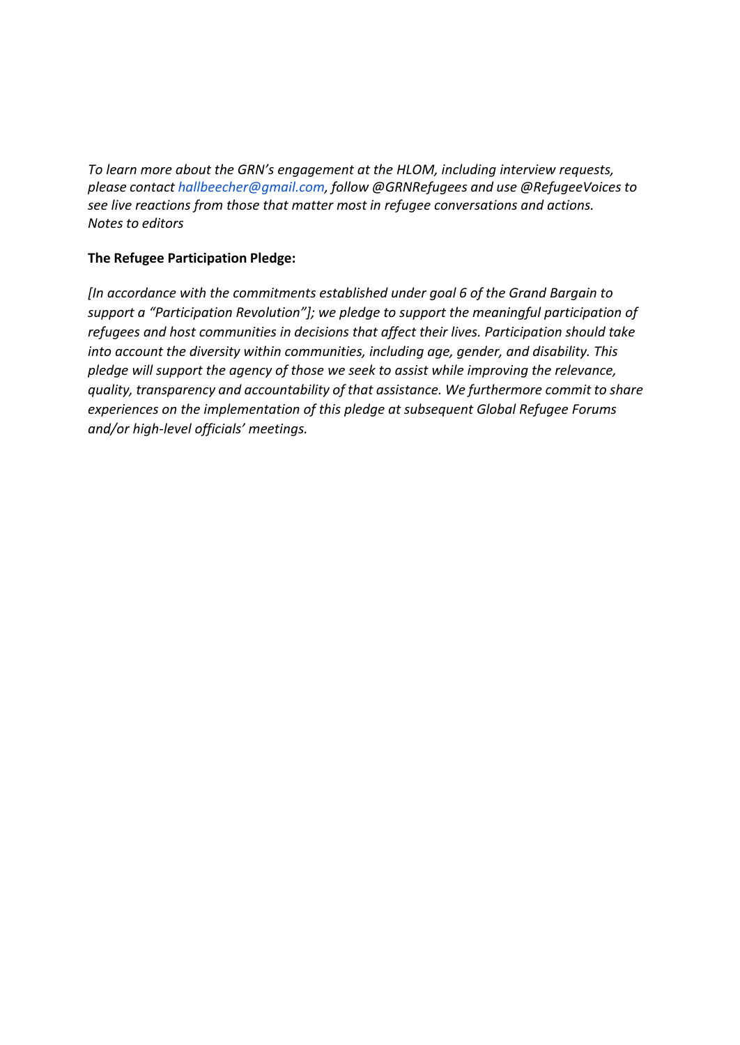*To learn more about the GRN's engagement at the HLOM, including interview requests, please contact hallbeecher@gmail.com, follow @GRNRefugees and use @RefugeeVoices to see live reactions from those that matter most in refugee conversations and actions.*
*Notes to editors*

**The Refugee Participation Pledge:**

*[In accordance with the commitments established under goal 6 of the Grand Bargain to support a "Participation Revolution"]; we pledge to support the meaningful participation of refugees and host communities in decisions that affect their lives. Participation should take into account the diversity within communities, including age, gender, and disability. This pledge will support the agency of those we seek to assist while improving the relevance, quality, transparency and accountability of that assistance. We furthermore commit to share experiences on the implementation of this pledge at subsequent Global Refugee Forums and/or high-level officials' meetings.*